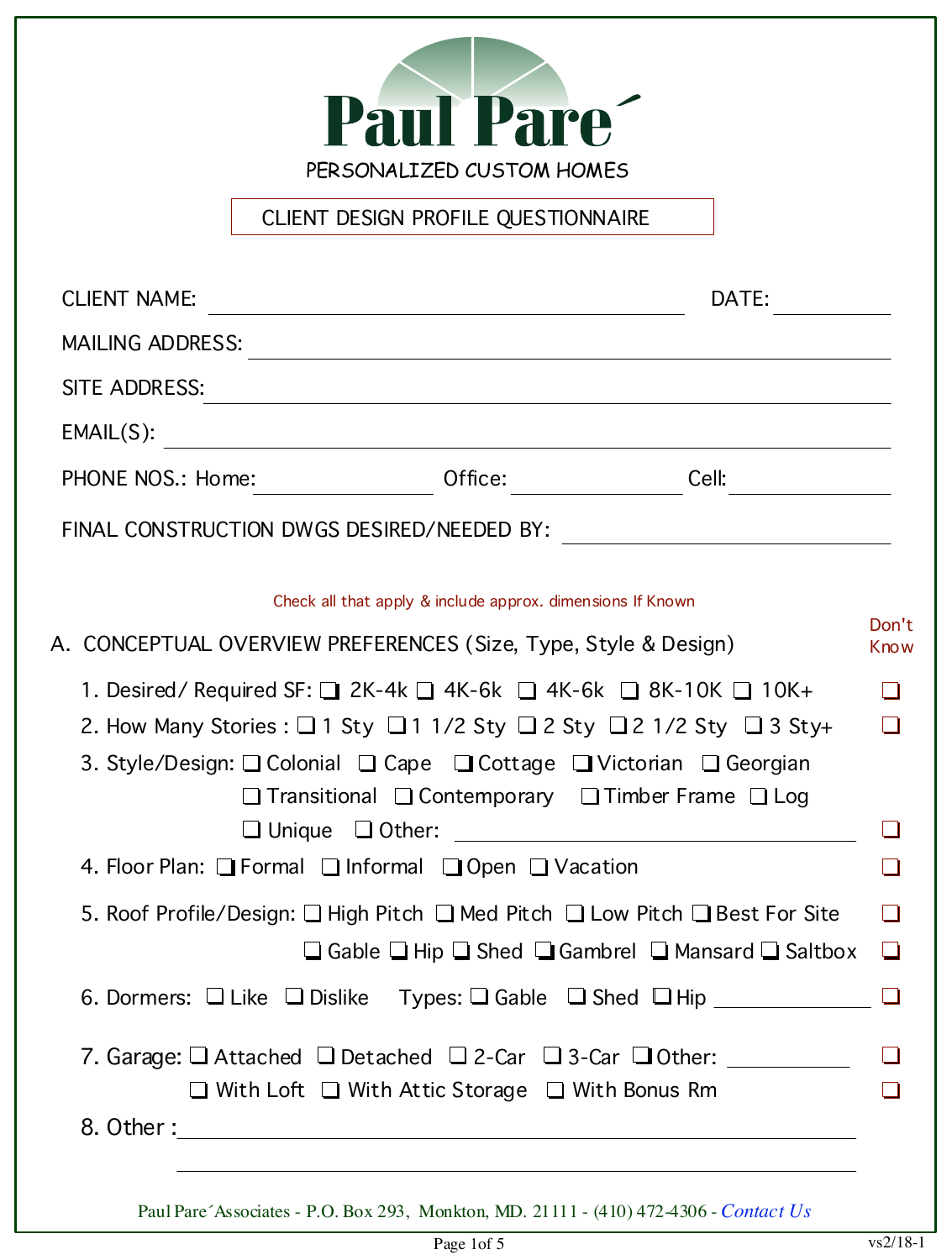# Paul Pare´

PERSONALIZED CUSTOM HOMES

## CLIENT DESIGN PROFILE QUESTIONNAIRE

CLIENT NAME: ______________________________ DATE: __________

MAILING ADDRESS: ______________________________

SITE ADDRESS: ______________________________

EMAIL(S): ______________________________

PHONE NOS.: Home: __________ Office: __________ Cell: __________

FINAL CONSTRUCTION DWGS DESIRED/NEEDED BY: ______________________________

Check all that apply & include approx. dimensions If Known

## A. CONCEPTUAL OVERVIEW PREFERENCES (Size, Type, Style & Design)

Don't Know

1. Desired/ Required SF: ❑ 2K-4k ❑ 4K-6k ❑ 4K-6k ❑ 8K-10K ❑ 10K+ ❑
2. How Many Stories : ❑ 1 Sty ❑ 1 1/2 Sty ❑ 2 Sty ❑ 2 1/2 Sty ❑ 3 Sty+ ❑
3. Style/Design: ❑ Colonial ❑ Cape ❑ Cottage ❑ Victorian ❑ Georgian
   ❑ Transitional ❑ Contemporary ❑ Timber Frame ❑ Log
   ❑ Unique ❑ Other: ______________________________ ❑
4. Floor Plan: ❑ Formal ❑ Informal ❑ Open ❑ Vacation ❑
5. Roof Profile/Design: ❑ High Pitch ❑ Med Pitch ❑ Low Pitch ❑ Best For Site ❑
   ❑ Gable ❑ Hip ❑ Shed ❑ Gambrel ❑ Mansard ❑ Saltbox ❑
6. Dormers: ❑ Like ❑ Dislike Types: ❑ Gable ❑ Shed ❑ Hip __________ ❑
7. Garage: ❑ Attached ❑ Detached ❑ 2-Car ❑ 3-Car ❑ Other: __________ ❑
   ❑ With Loft ❑ With Attic Storage ❑ With Bonus Rm ❑
8. Other : ______________________________

   ______________________________

Paul Pare´Associates - P.O. Box 293, Monkton, MD. 21111 - (410) 472-4306 - *Contact Us*

vs2/18-1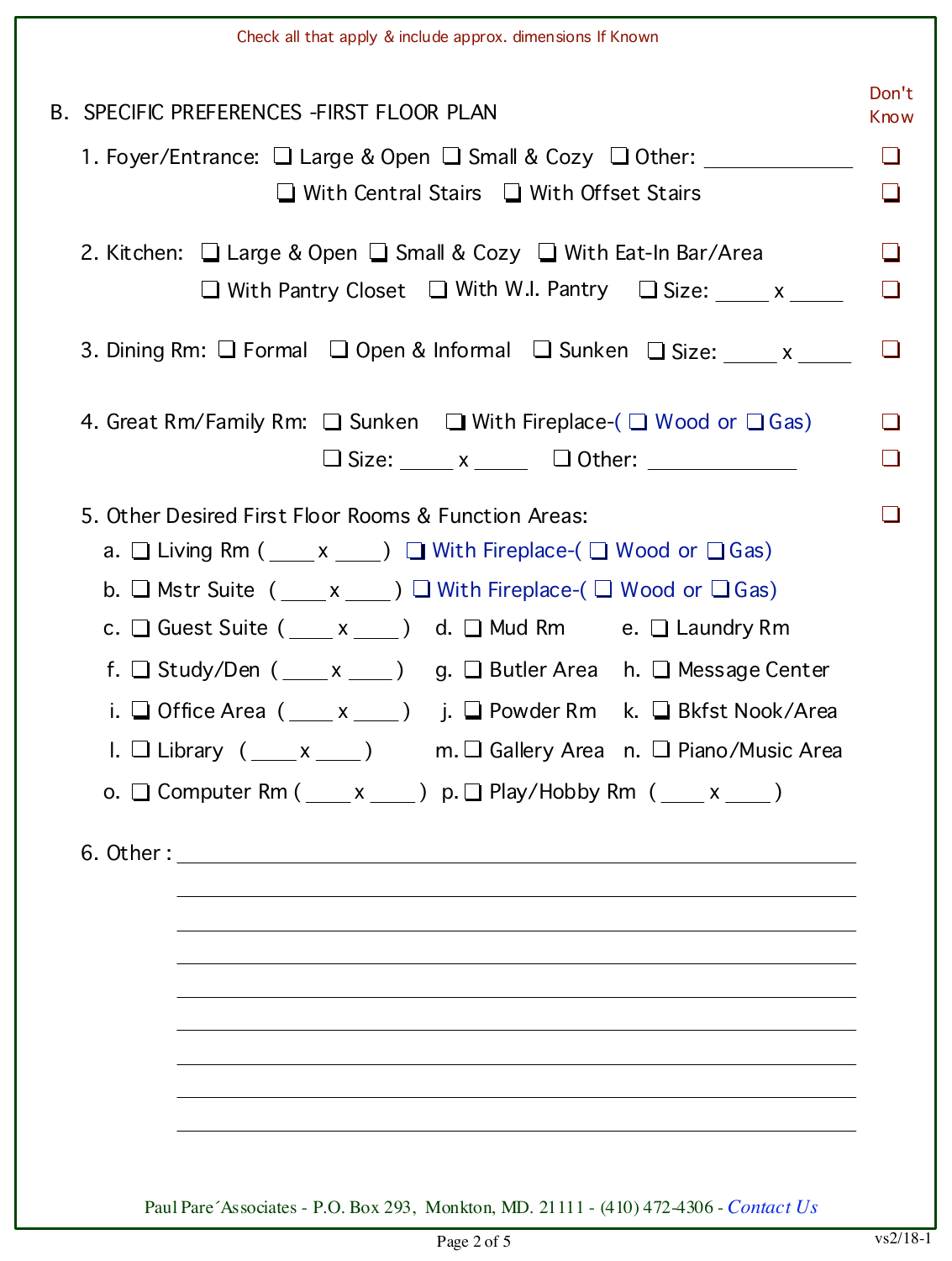Check all that apply & include approx. dimensions If Known

## B. SPECIFIC PREFERENCES -FIRST FLOOR PLAN

Don't Know

1. Foyer/Entrance: ❑ Large & Open ❑ Small & Cozy ❑ Other: ______________ ❑
   ❑ With Central Stairs ❑ With Offset Stairs ❑

2. Kitchen: ❑ Large & Open ❑ Small & Cozy ❑ With Eat-In Bar/Area ❑
   ❑ With Pantry Closet ❑ With W.I. Pantry ❑ Size: _____ x _____ ❑

3. Dining Rm: ❑ Formal ❑ Open & Informal ❑ Sunken ❑ Size: _____ x _____ ❑

4. Great Rm/Family Rm: ❑ Sunken ❑ With Fireplace-( ❑ Wood or ❑ Gas) ❑
   ❑ Size: _____ x _____ ❑ Other: ______________ ❑

5. Other Desired First Floor Rooms & Function Areas: ❑
   a. ❑ Living Rm ( ____ x ____ ) ❑ With Fireplace-( ❑ Wood or ❑ Gas)
   b. ❑ Mstr Suite ( ____ x ____ ) ❑ With Fireplace-( ❑ Wood or ❑ Gas)
   c. ❑ Guest Suite ( ____ x ____ ) d. ❑ Mud Rm e. ❑ Laundry Rm
   f. ❑ Study/Den ( ____ x ____ ) g. ❑ Butler Area h. ❑ Message Center
   i. ❑ Office Area ( ____ x ____ ) j. ❑ Powder Rm k. ❑ Bkfst Nook/Area
   l. ❑ Library ( ____ x ____ ) m. ❑ Gallery Area n. ❑ Piano/Music Area
   o. ❑ Computer Rm ( ____ x ____ ) p. ❑ Play/Hobby Rm ( ____ x ____ )

6. Other : ______________________________________________________________

______________________________________________________________

______________________________________________________________

______________________________________________________________

______________________________________________________________

______________________________________________________________

______________________________________________________________

______________________________________________________________

______________________________________________________________

Paul Pare´Associates - P.O. Box 293, Monkton, MD. 21111 - (410) 472-4306 - *Contact Us*

vs2/18-1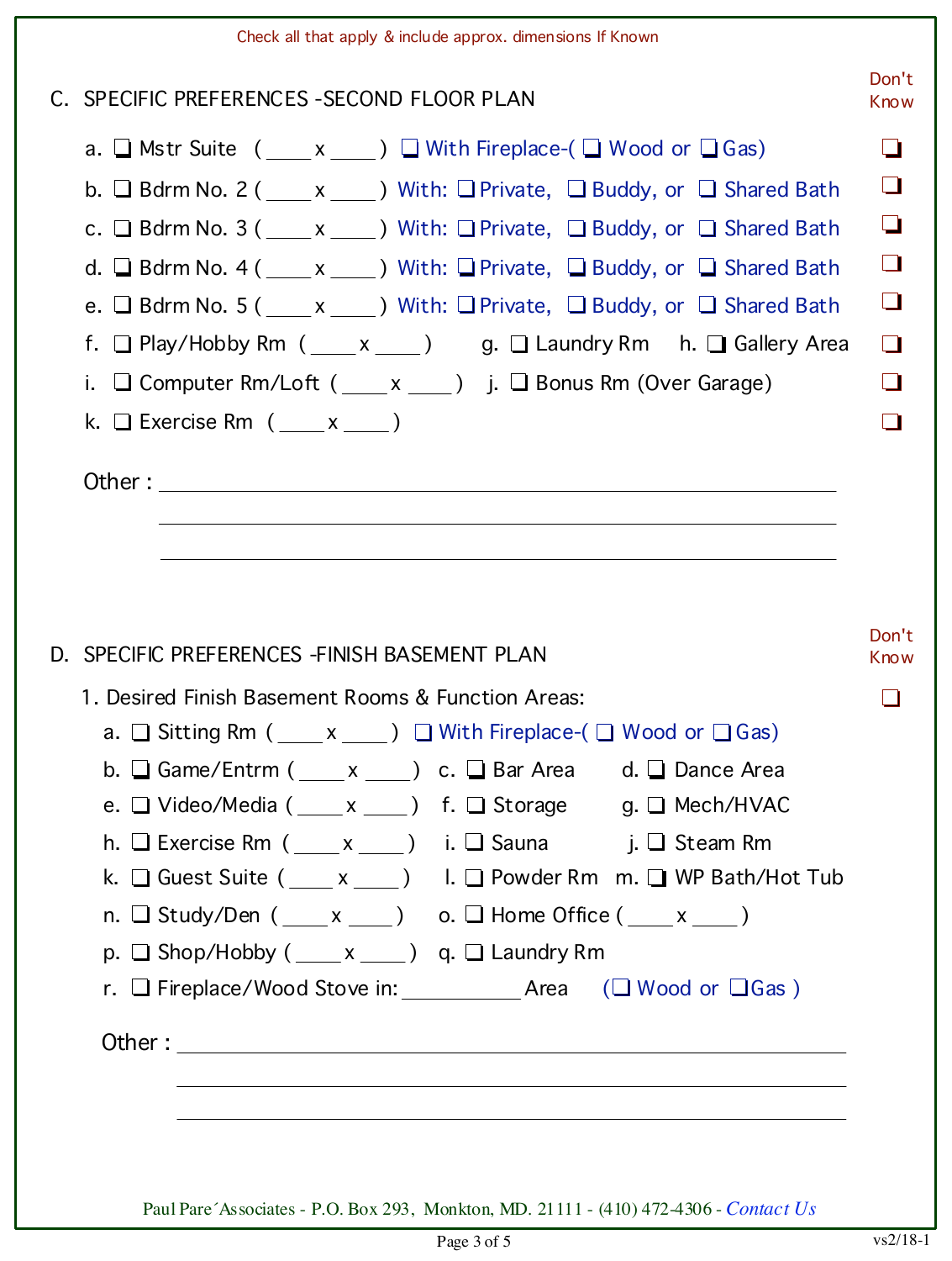Check all that apply & include approx. dimensions If Known

## C. SPECIFIC PREFERENCES -SECOND FLOOR PLAN

Don't Know

a. ❑ Mstr Suite ( ____ x ____ ) ❑ With Fireplace-( ❑ Wood or ❑ Gas) ❑

b. ❑ Bdrm No. 2 ( ____ x ____ ) With: ❑ Private, ❑ Buddy, or ❑ Shared Bath ❑

c. ❑ Bdrm No. 3 ( ____ x ____ ) With: ❑ Private, ❑ Buddy, or ❑ Shared Bath ❑

d. ❑ Bdrm No. 4 ( ____ x ____ ) With: ❑ Private, ❑ Buddy, or ❑ Shared Bath ❑

e. ❑ Bdrm No. 5 ( ____ x ____ ) With: ❑ Private, ❑ Buddy, or ❑ Shared Bath ❑

f. ❑ Play/Hobby Rm ( ____ x ____ ) g. ❑ Laundry Rm h. ❑ Gallery Area ❑

i. ❑ Computer Rm/Loft ( ____ x ____ ) j. ❑ Bonus Rm (Over Garage) ❑

k. ❑ Exercise Rm ( ____ x ____ ) ❑

Other : ______________________________________________________________

______________________________________________________________

______________________________________________________________

## D. SPECIFIC PREFERENCES -FINISH BASEMENT PLAN

Don't Know

1. Desired Finish Basement Rooms & Function Areas: ❑

a. ❑ Sitting Rm ( ____ x ____ ) ❑ With Fireplace-( ❑ Wood or ❑ Gas)

b. ❑ Game/Entrm ( ____ x ____ ) c. ❑ Bar Area d. ❑ Dance Area

e. ❑ Video/Media ( ____ x ____ ) f. ❑ Storage g. ❑ Mech/HVAC

h. ❑ Exercise Rm ( ____ x ____ ) i. ❑ Sauna j. ❑ Steam Rm

k. ❑ Guest Suite ( ____ x ____ ) l. ❑ Powder Rm m. ❑ WP Bath/Hot Tub

n. ❑ Study/Den ( ____ x ____ ) o. ❑ Home Office ( ____ x ____ )

p. ❑ Shop/Hobby ( ____ x ____ ) q. ❑ Laundry Rm

r. ❑ Fireplace/Wood Stove in: ____________ Area (❑ Wood or ❑ Gas )

Other : ______________________________________________________________

______________________________________________________________

______________________________________________________________

Paul Pare´Associates - P.O. Box 293, Monkton, MD. 21111 - (410) 472-4306 - *Contact Us*

vs2/18-1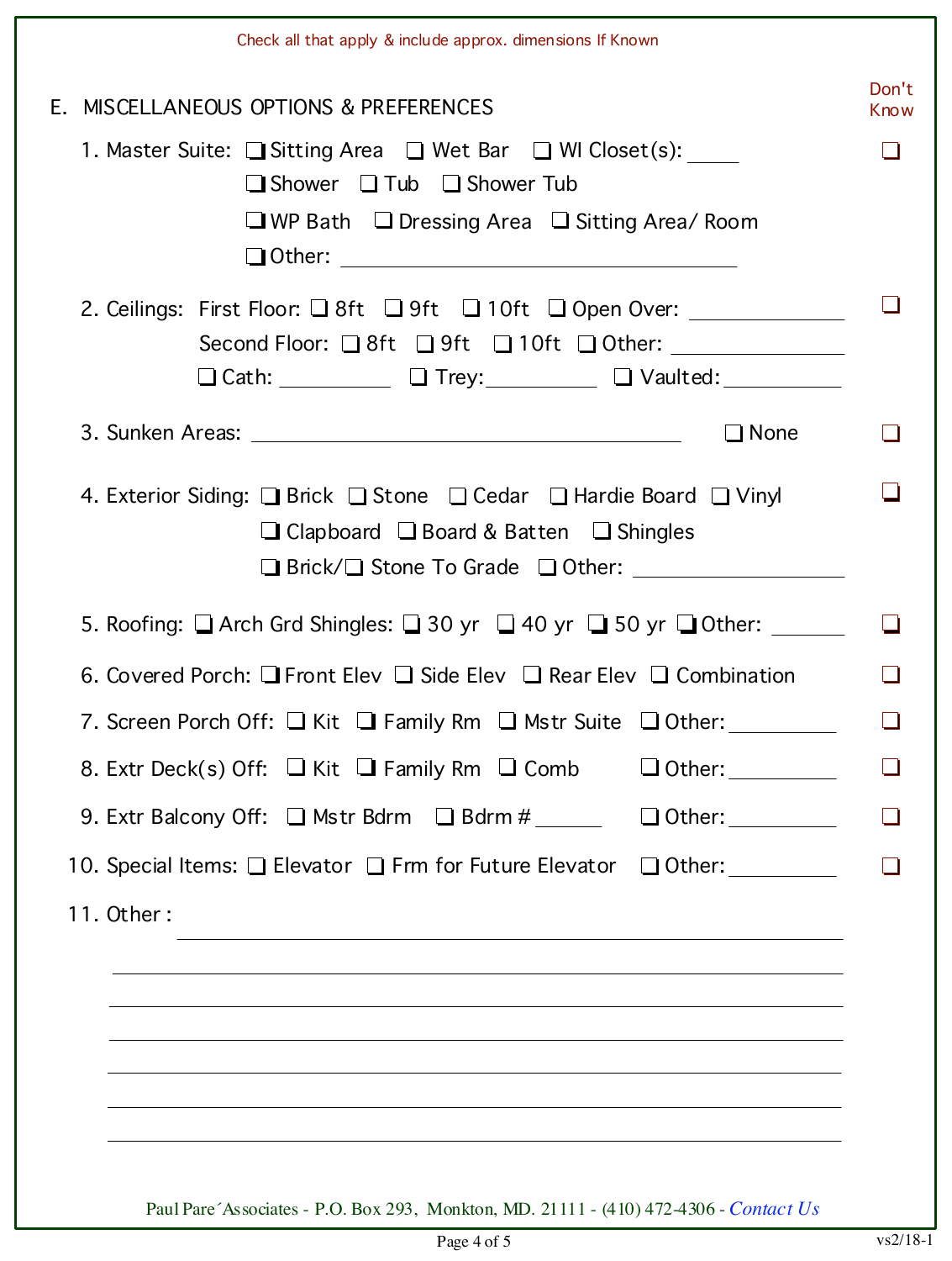Check all that apply & include approx. dimensions If Known

## E. MISCELLANEOUS OPTIONS & PREFERENCES

Don't Know

1. Master Suite: ❑ Sitting Area ❑ Wet Bar ❑ WI Closet(s): _____ ❑
   ❑ Shower ❑ Tub ❑ Shower Tub
   ❑ WP Bath ❑ Dressing Area ❑ Sitting Area/ Room
   ❑ Other: ________________________________

2. Ceilings: First Floor: ❑ 8ft ❑ 9ft ❑ 10ft ❑ Open Over: ____________ ❑
   Second Floor: ❑ 8ft ❑ 9ft ❑ 10ft ❑ Other: ____________
   ❑ Cath: _________ ❑ Trey: _________ ❑ Vaulted: _________

3. Sunken Areas: ________________________________ ❑ None ❑

4. Exterior Siding: ❑ Brick ❑ Stone ❑ Cedar ❑ Hardie Board ❑ Vinyl ❑
   ❑ Clapboard ❑ Board & Batten ❑ Shingles
   ❑ Brick/❑ Stone To Grade ❑ Other: ________________

5. Roofing: ❑ Arch Grd Shingles: ❑ 30 yr ❑ 40 yr ❑ 50 yr ❑ Other: ______ ❑

6. Covered Porch: ❑ Front Elev ❑ Side Elev ❑ Rear Elev ❑ Combination ❑

7. Screen Porch Off: ❑ Kit ❑ Family Rm ❑ Mstr Suite ❑ Other: _________ ❑

8. Extr Deck(s) Off: ❑ Kit ❑ Family Rm ❑ Comb ❑ Other: _________ ❑

9. Extr Balcony Off: ❑ Mstr Bdrm ❑ Bdrm # _____ ❑ Other: _________ ❑

10. Special Items: ❑ Elevator ❑ Frm for Future Elevator ❑ Other: _________ ❑

11. Other : ________________________________________________

________________________________________________

________________________________________________

________________________________________________

________________________________________________

________________________________________________

________________________________________________

Paul Pare´Associates - P.O. Box 293, Monkton, MD. 21111 - (410) 472-4306 - *Contact Us*

vs2/18-1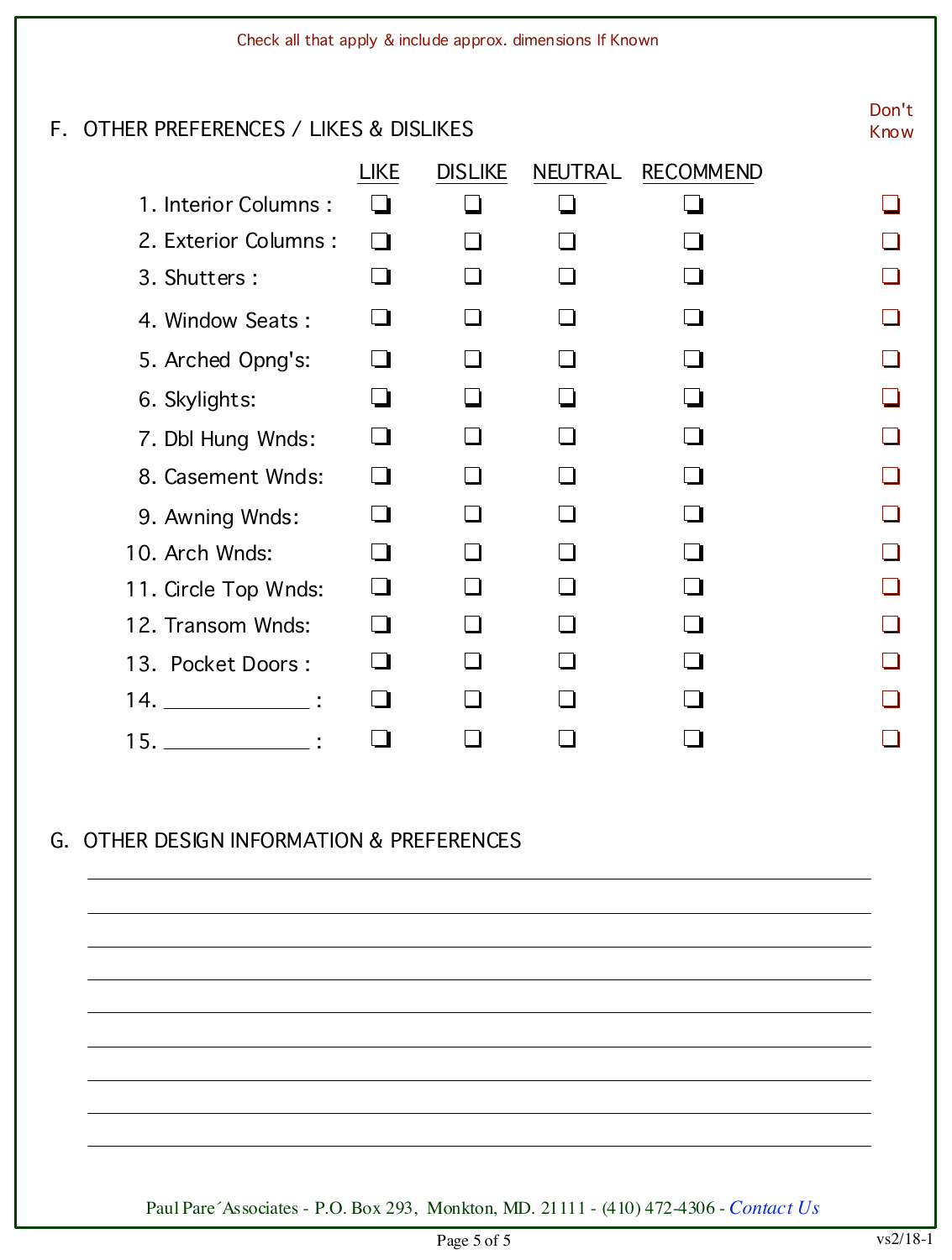Check all that apply & include approx. dimensions If Known

## F. OTHER PREFERENCES / LIKES & DISLIKES

| | LIKE | DISLIKE | NEUTRAL | RECOMMEND | Don't Know |
|---|---|---|---|---|---|
| 1. Interior Columns : | ❑ | ❑ | ❑ | ❑ | ❑ |
| 2. Exterior Columns : | ❑ | ❑ | ❑ | ❑ | ❑ |
| 3. Shutters : | ❑ | ❑ | ❑ | ❑ | ❑ |
| 4. Window Seats : | ❑ | ❑ | ❑ | ❑ | ❑ |
| 5. Arched Opng's: | ❑ | ❑ | ❑ | ❑ | ❑ |
| 6. Skylights: | ❑ | ❑ | ❑ | ❑ | ❑ |
| 7. Dbl Hung Wnds: | ❑ | ❑ | ❑ | ❑ | ❑ |
| 8. Casement Wnds: | ❑ | ❑ | ❑ | ❑ | ❑ |
| 9. Awning Wnds: | ❑ | ❑ | ❑ | ❑ | ❑ |
| 10. Arch Wnds: | ❑ | ❑ | ❑ | ❑ | ❑ |
| 11. Circle Top Wnds: | ❑ | ❑ | ❑ | ❑ | ❑ |
| 12. Transom Wnds: | ❑ | ❑ | ❑ | ❑ | ❑ |
| 13. Pocket Doors : | ❑ | ❑ | ❑ | ❑ | ❑ |
| 14. _____________ : | ❑ | ❑ | ❑ | ❑ | ❑ |
| 15. _____________ : | ❑ | ❑ | ❑ | ❑ | ❑ |

## G. OTHER DESIGN INFORMATION & PREFERENCES

______________________________________________________________________

______________________________________________________________________

______________________________________________________________________

______________________________________________________________________

______________________________________________________________________

______________________________________________________________________

______________________________________________________________________

______________________________________________________________________

______________________________________________________________________

Paul Paré Associates - P.O. Box 293, Monkton, MD. 21111 - (410) 472-4306 - *Contact Us*

vs2/18-1